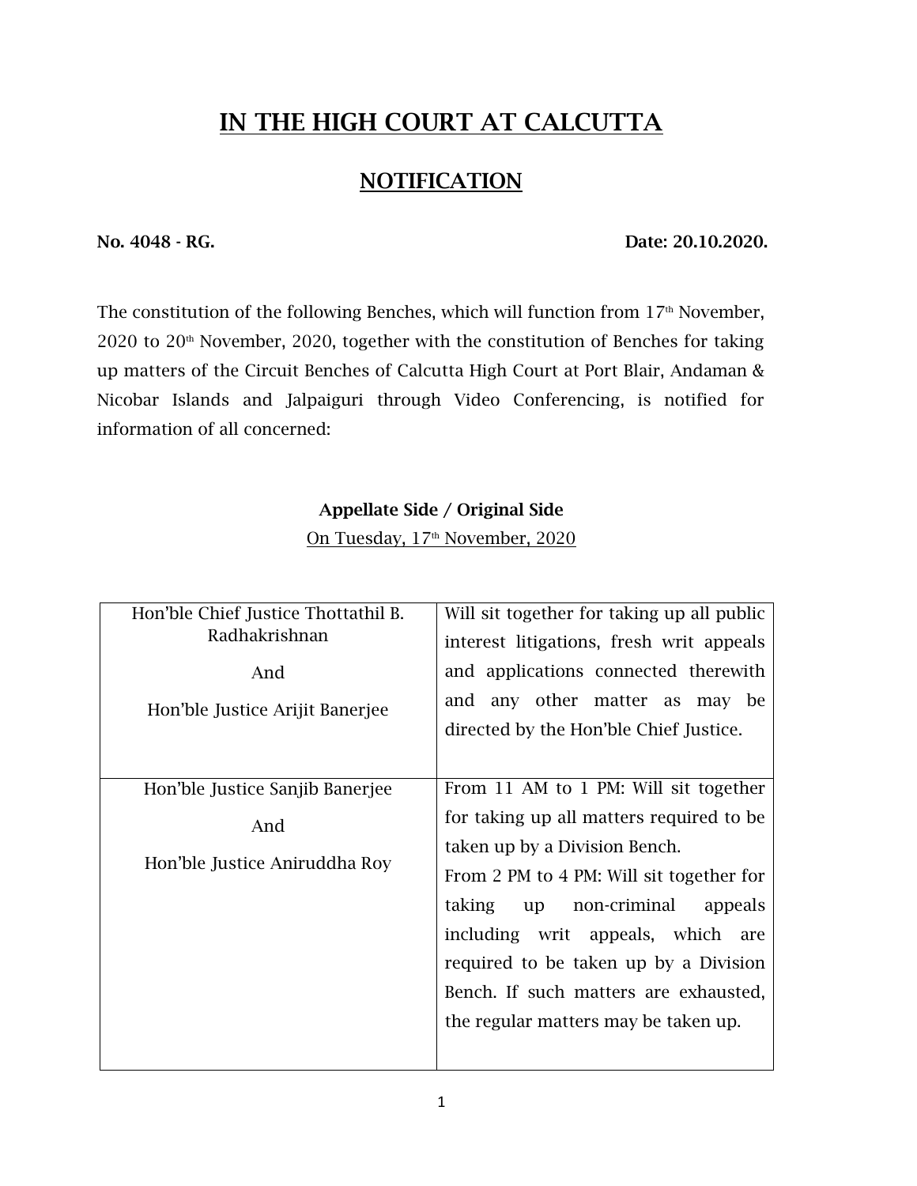# IN THE HIGH COURT AT CALCUTTA

## NOTIFICATION

**No. 4048 - RG.** **Date: 20.10.2020.**

The constitution of the following Benches, which will function from 17th November, 2020 to 20th November, 2020, together with the constitution of Benches for taking up matters of the Circuit Benches of Calcutta High Court at Port Blair, Andaman & Nicobar Islands and Jalpaiguri through Video Conferencing, is notified for information of all concerned:

### Appellate Side / Original Side

On Tuesday, 17th November, 2020

| | |
|---|---|
| Hon'ble Chief Justice Thottathil B. Radhakrishnan<br>And<br>Hon'ble Justice Arijit Banerjee | Will sit together for taking up all public interest litigations, fresh writ appeals and applications connected therewith and any other matter as may be directed by the Hon'ble Chief Justice. |
| Hon'ble Justice Sanjib Banerjee<br>And<br>Hon'ble Justice Aniruddha Roy | From 11 AM to 1 PM: Will sit together for taking up all matters required to be taken up by a Division Bench.<br>From 2 PM to 4 PM: Will sit together for taking up non-criminal appeals including writ appeals, which are required to be taken up by a Division Bench. If such matters are exhausted, the regular matters may be taken up. |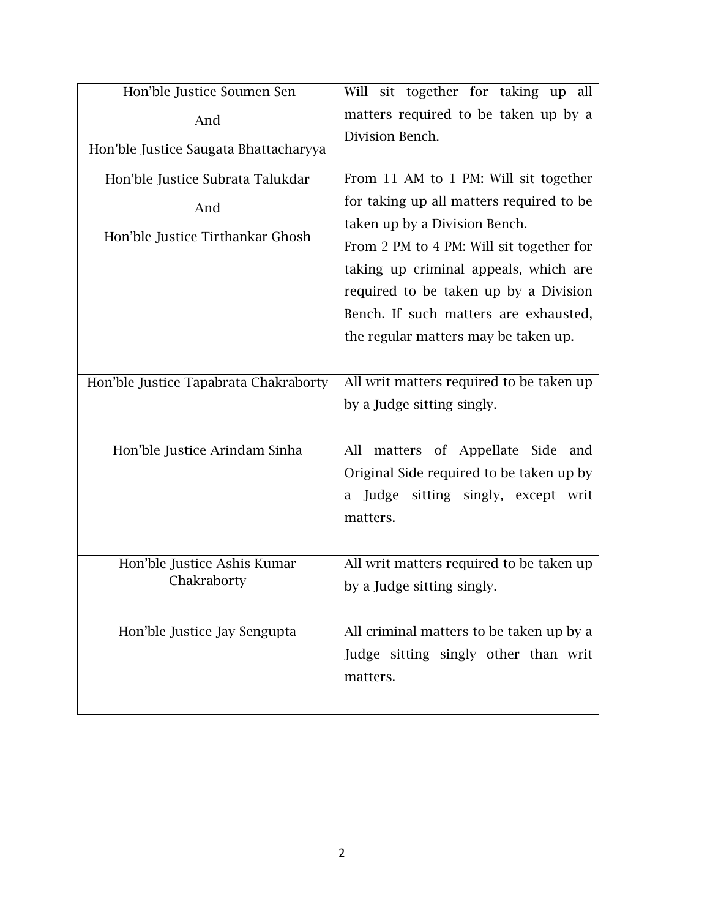| | |
|---|---|
| Hon'ble Justice Soumen Sen<br><br>And<br><br>Hon'ble Justice Saugata Bhattacharyya | Will sit together for taking up all matters required to be taken up by a Division Bench. |
| Hon'ble Justice Subrata Talukdar<br><br>And<br><br>Hon'ble Justice Tirthankar Ghosh | From 11 AM to 1 PM: Will sit together for taking up all matters required to be taken up by a Division Bench.<br>From 2 PM to 4 PM: Will sit together for taking up criminal appeals, which are required to be taken up by a Division Bench. If such matters are exhausted, the regular matters may be taken up. |
| Hon'ble Justice Tapabrata Chakraborty | All writ matters required to be taken up by a Judge sitting singly. |
| Hon'ble Justice Arindam Sinha | All matters of Appellate Side and Original Side required to be taken up by a Judge sitting singly, except writ matters. |
| Hon'ble Justice Ashis Kumar Chakraborty | All writ matters required to be taken up by a Judge sitting singly. |
| Hon'ble Justice Jay Sengupta | All criminal matters to be taken up by a Judge sitting singly other than writ matters. |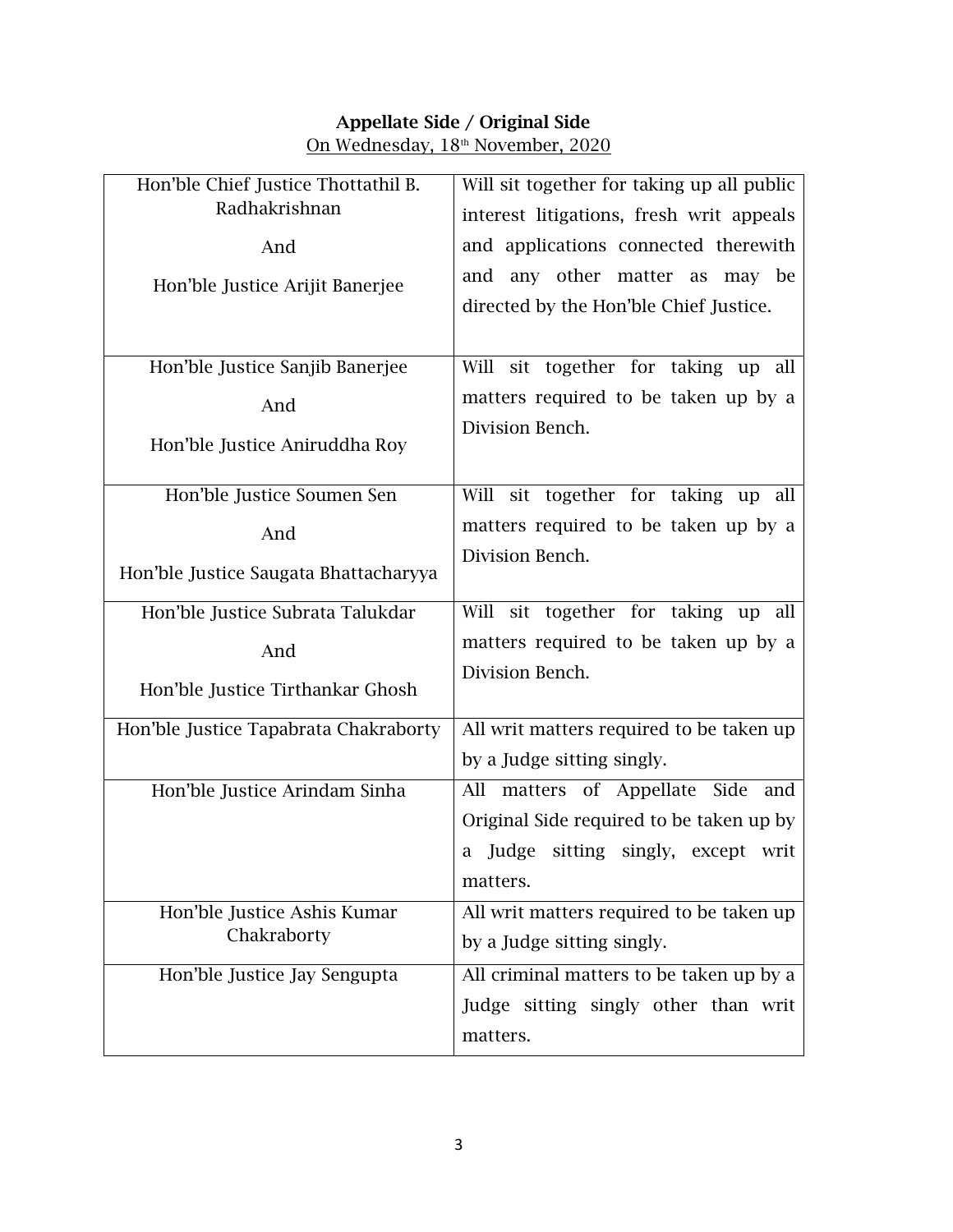**Appellate Side / Original Side**

On Wednesday, 18th November, 2020

| Bench | Matters |
|---|---|
| Hon'ble Chief Justice Thottathil B. Radhakrishnan And Hon'ble Justice Arijit Banerjee | Will sit together for taking up all public interest litigations, fresh writ appeals and applications connected therewith and any other matter as may be directed by the Hon'ble Chief Justice. |
| Hon'ble Justice Sanjib Banerjee And Hon'ble Justice Aniruddha Roy | Will sit together for taking up all matters required to be taken up by a Division Bench. |
| Hon'ble Justice Soumen Sen And Hon'ble Justice Saugata Bhattacharyya | Will sit together for taking up all matters required to be taken up by a Division Bench. |
| Hon'ble Justice Subrata Talukdar And Hon'ble Justice Tirthankar Ghosh | Will sit together for taking up all matters required to be taken up by a Division Bench. |
| Hon'ble Justice Tapabrata Chakraborty | All writ matters required to be taken up by a Judge sitting singly. |
| Hon'ble Justice Arindam Sinha | All matters of Appellate Side and Original Side required to be taken up by a Judge sitting singly, except writ matters. |
| Hon'ble Justice Ashis Kumar Chakraborty | All writ matters required to be taken up by a Judge sitting singly. |
| Hon'ble Justice Jay Sengupta | All criminal matters to be taken up by a Judge sitting singly other than writ matters. |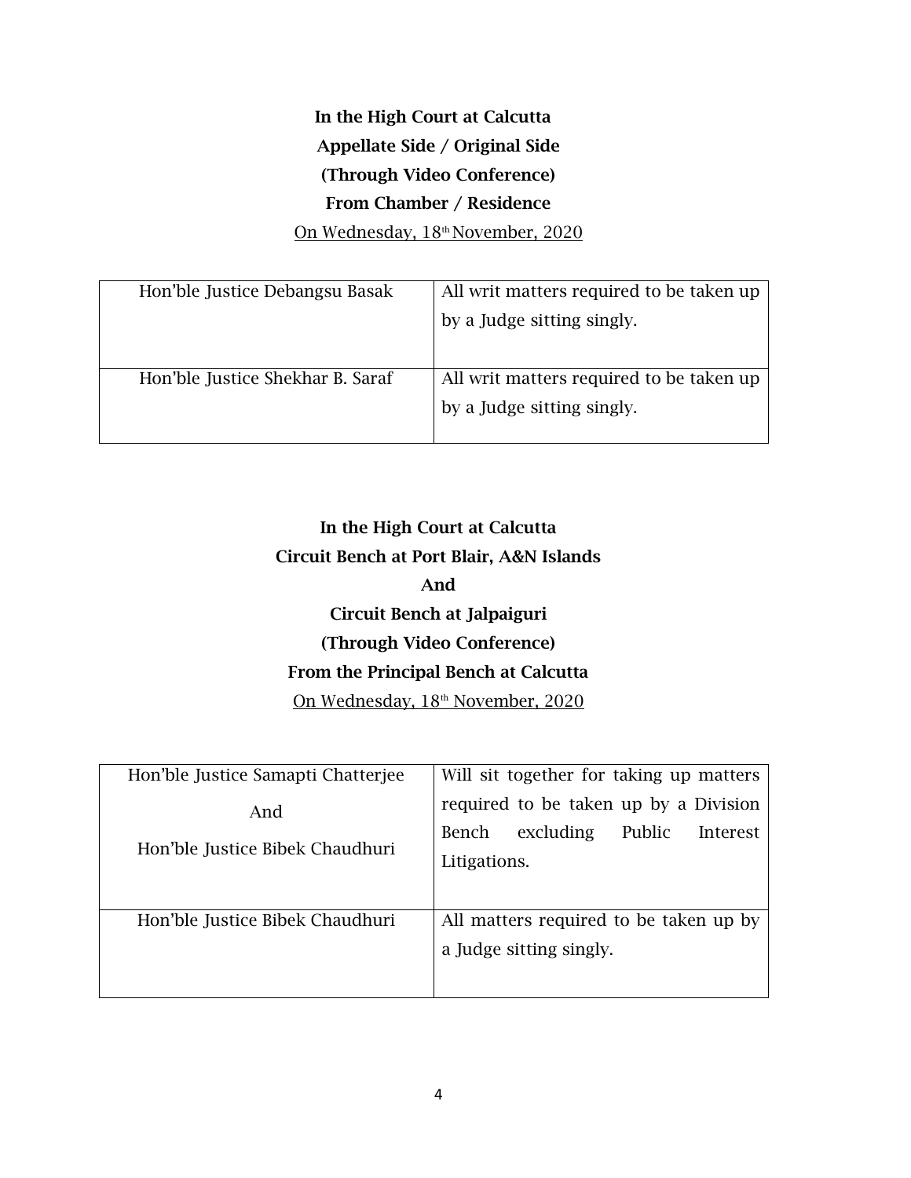**In the High Court at Calcutta**

**Appellate Side / Original Side**

**(Through Video Conference)**

**From Chamber / Residence**

On Wednesday, 18th November, 2020

| | |
|---|---|
| Hon'ble Justice Debangsu Basak | All writ matters required to be taken up by a Judge sitting singly. |
| Hon'ble Justice Shekhar B. Saraf | All writ matters required to be taken up by a Judge sitting singly. |

**In the High Court at Calcutta**

**Circuit Bench at Port Blair, A&N Islands**

**And**

**Circuit Bench at Jalpaiguri**

**(Through Video Conference)**

**From the Principal Bench at Calcutta**

On Wednesday, 18th November, 2020

| | |
|---|---|
| Hon'ble Justice Samapti Chatterjee<br>And<br>Hon'ble Justice Bibek Chaudhuri | Will sit together for taking up matters required to be taken up by a Division Bench excluding Public Interest Litigations. |
| Hon'ble Justice Bibek Chaudhuri | All matters required to be taken up by a Judge sitting singly. |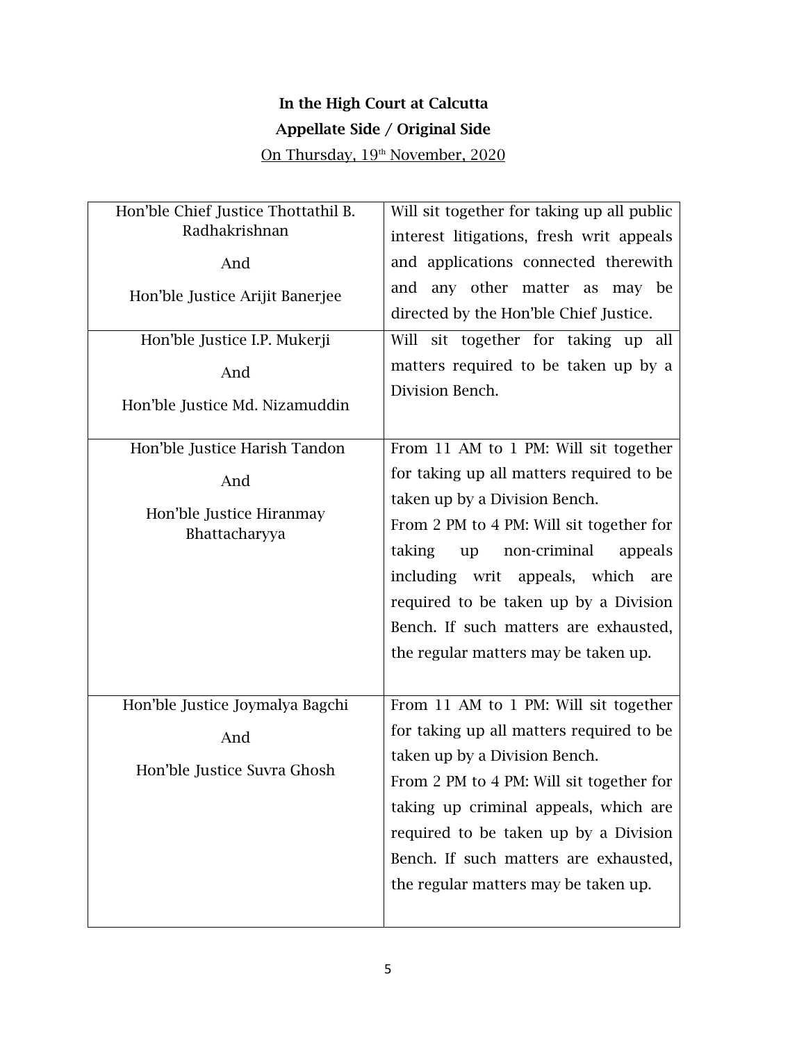**In the High Court at Calcutta**

**Appellate Side / Original Side**

On Thursday, 19th November, 2020

| | |
|---|---|
| Hon'ble Chief Justice Thottathil B. Radhakrishnan<br><br>And<br><br>Hon'ble Justice Arijit Banerjee | Will sit together for taking up all public interest litigations, fresh writ appeals and applications connected therewith and any other matter as may be directed by the Hon'ble Chief Justice. |
| Hon'ble Justice I.P. Mukerji<br><br>And<br><br>Hon'ble Justice Md. Nizamuddin | Will sit together for taking up all matters required to be taken up by a Division Bench. |
| Hon'ble Justice Harish Tandon<br><br>And<br><br>Hon'ble Justice Hiranmay Bhattacharyya | From 11 AM to 1 PM: Will sit together for taking up all matters required to be taken up by a Division Bench.<br>From 2 PM to 4 PM: Will sit together for taking up non-criminal appeals including writ appeals, which are required to be taken up by a Division Bench. If such matters are exhausted, the regular matters may be taken up. |
| Hon'ble Justice Joymalya Bagchi<br><br>And<br><br>Hon'ble Justice Suvra Ghosh | From 11 AM to 1 PM: Will sit together for taking up all matters required to be taken up by a Division Bench.<br>From 2 PM to 4 PM: Will sit together for taking up criminal appeals, which are required to be taken up by a Division Bench. If such matters are exhausted, the regular matters may be taken up. |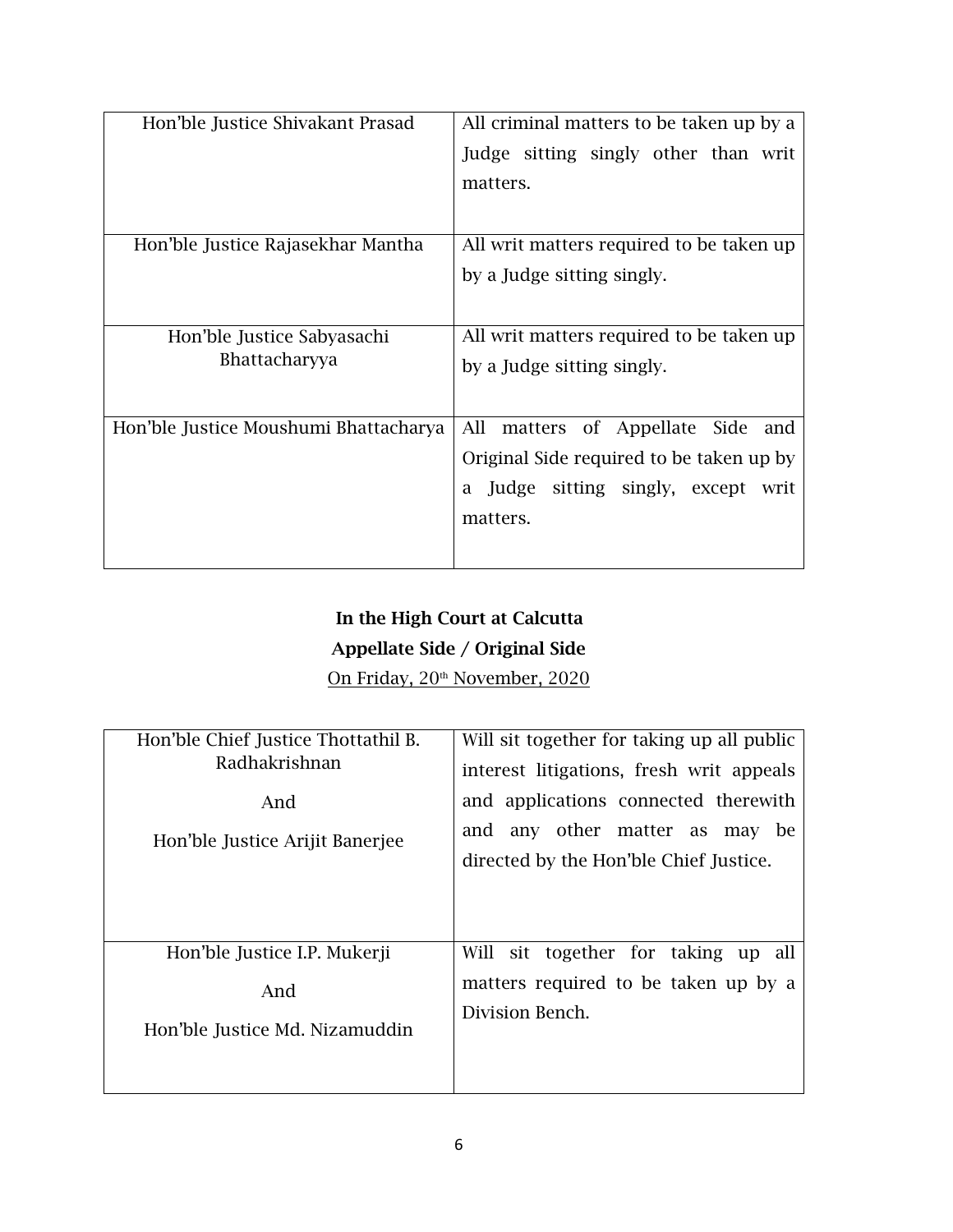| | |
|---|---|
| Hon'ble Justice Shivakant Prasad | All criminal matters to be taken up by a Judge sitting singly other than writ matters. |
| Hon'ble Justice Rajasekhar Mantha | All writ matters required to be taken up by a Judge sitting singly. |
| Hon'ble Justice Sabyasachi Bhattacharyya | All writ matters required to be taken up by a Judge sitting singly. |
| Hon'ble Justice Moushumi Bhattacharya | All matters of Appellate Side and Original Side required to be taken up by a Judge sitting singly, except writ matters. |

**In the High Court at Calcutta**

**Appellate Side / Original Side**

On Friday, 20th November, 2020

| | |
|---|---|
| Hon'ble Chief Justice Thottathil B. Radhakrishnan<br><br>And<br><br>Hon'ble Justice Arijit Banerjee | Will sit together for taking up all public interest litigations, fresh writ appeals and applications connected therewith and any other matter as may be directed by the Hon'ble Chief Justice. |
| Hon'ble Justice I.P. Mukerji<br><br>And<br><br>Hon'ble Justice Md. Nizamuddin | Will sit together for taking up all matters required to be taken up by a Division Bench. |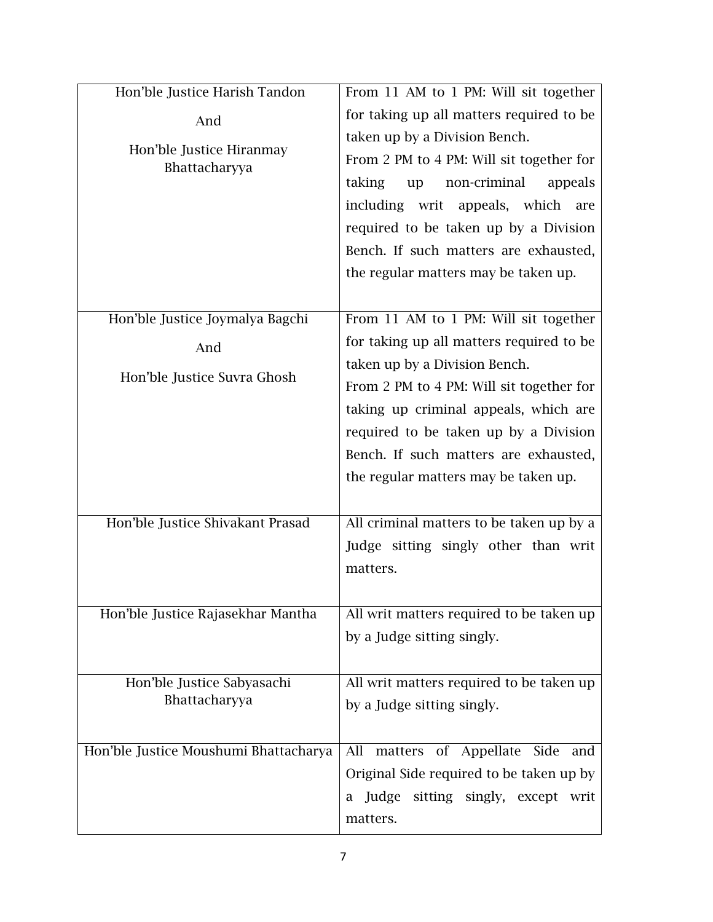| | |
|---|---|
| Hon'ble Justice Harish Tandon<br><br>And<br><br>Hon'ble Justice Hiranmay Bhattacharyya | From 11 AM to 1 PM: Will sit together for taking up all matters required to be taken up by a Division Bench.<br>From 2 PM to 4 PM: Will sit together for taking up non-criminal appeals including writ appeals, which are required to be taken up by a Division Bench. If such matters are exhausted, the regular matters may be taken up. |
| Hon'ble Justice Joymalya Bagchi<br><br>And<br><br>Hon'ble Justice Suvra Ghosh | From 11 AM to 1 PM: Will sit together for taking up all matters required to be taken up by a Division Bench.<br>From 2 PM to 4 PM: Will sit together for taking up criminal appeals, which are required to be taken up by a Division Bench. If such matters are exhausted, the regular matters may be taken up. |
| Hon'ble Justice Shivakant Prasad | All criminal matters to be taken up by a Judge sitting singly other than writ matters. |
| Hon'ble Justice Rajasekhar Mantha | All writ matters required to be taken up by a Judge sitting singly. |
| Hon'ble Justice Sabyasachi Bhattacharyya | All writ matters required to be taken up by a Judge sitting singly. |
| Hon'ble Justice Moushumi Bhattacharya | All matters of Appellate Side and Original Side required to be taken up by a Judge sitting singly, except writ matters. |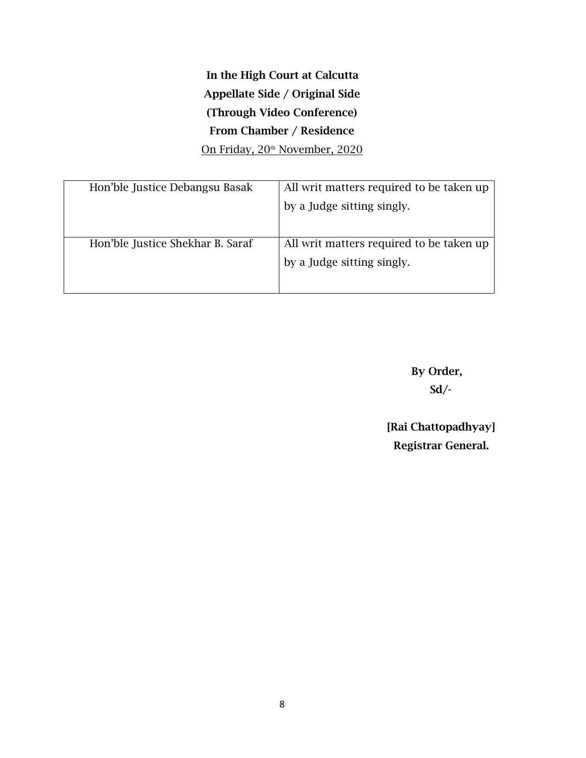**In the High Court at Calcutta**

**Appellate Side / Original Side**

**(Through Video Conference)**

**From Chamber / Residence**

<u>On Friday, 20th November, 2020</u>

| | |
|---|---|
| Hon'ble Justice Debangsu Basak | All writ matters required to be taken up by a Judge sitting singly. |
| Hon'ble Justice Shekhar B. Saraf | All writ matters required to be taken up by a Judge sitting singly. |

**By Order,**

**Sd/-**

**[Rai Chattopadhyay]**

**Registrar General.**